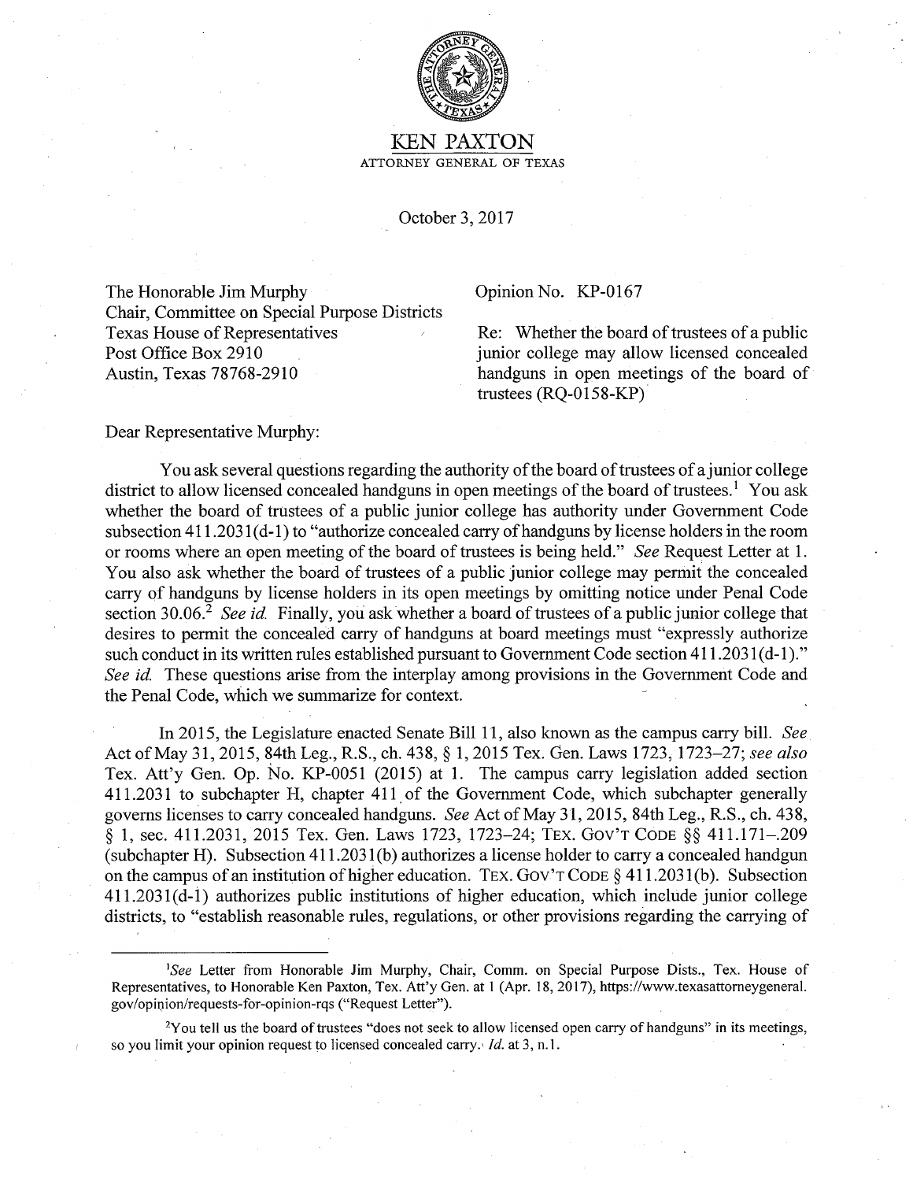# KEN PAXTON

ATTORNEY GENERAL OF TEXAS

October 3, 2017

The Honorable Jim Murphy
Chair, Committee on Special Purpose Districts
Texas House of Representatives
Post Office Box 2910
Austin, Texas 78768-2910

Opinion No. KP-0167

Re: Whether the board of trustees of a public junior college may allow licensed concealed handguns in open meetings of the board of trustees (RQ-0158-KP)

Dear Representative Murphy:

You ask several questions regarding the authority of the board of trustees of a junior college district to allow licensed concealed handguns in open meetings of the board of trustees.[1] You ask whether the board of trustees of a public junior college has authority under Government Code subsection 411.2031(d-1) to "authorize concealed carry of handguns by license holders in the room or rooms where an open meeting of the board of trustees is being held." *See* Request Letter at 1. You also ask whether the board of trustees of a public junior college may permit the concealed carry of handguns by license holders in its open meetings by omitting notice under Penal Code section 30.06.[2] *See id.* Finally, you ask whether a board of trustees of a public junior college that desires to permit the concealed carry of handguns at board meetings must "expressly authorize such conduct in its written rules established pursuant to Government Code section 411.2031(d-1)." *See id.* These questions arise from the interplay among provisions in the Government Code and the Penal Code, which we summarize for context.

In 2015, the Legislature enacted Senate Bill 11, also known as the campus carry bill. *See* Act of May 31, 2015, 84th Leg., R.S., ch. 438, § 1, 2015 Tex. Gen. Laws 1723, 1723–27; *see also* Tex. Att'y Gen. Op. No. KP-0051 (2015) at 1. The campus carry legislation added section 411.2031 to subchapter H, chapter 411 of the Government Code, which subchapter generally governs licenses to carry concealed handguns. *See* Act of May 31, 2015, 84th Leg., R.S., ch. 438, § 1, sec. 411.2031, 2015 Tex. Gen. Laws 1723, 1723–24; TEX. GOV'T CODE §§ 411.171–.209 (subchapter H). Subsection 411.2031(b) authorizes a license holder to carry a concealed handgun on the campus of an institution of higher education. TEX. GOV'T CODE § 411.2031(b). Subsection 411.2031(d-1) authorizes public institutions of higher education, which include junior college districts, to "establish reasonable rules, regulations, or other provisions regarding the carrying of

---

[1] *See* Letter from Honorable Jim Murphy, Chair, Comm. on Special Purpose Dists., Tex. House of Representatives, to Honorable Ken Paxton, Tex. Att'y Gen. at 1 (Apr. 18, 2017), https://www.texasattorneygeneral.gov/opinion/requests-for-opinion-rqs ("Request Letter").

[2] You tell us the board of trustees "does not seek to allow licensed open carry of handguns" in its meetings, so you limit your opinion request to licensed concealed carry. *Id.* at 3, n.1.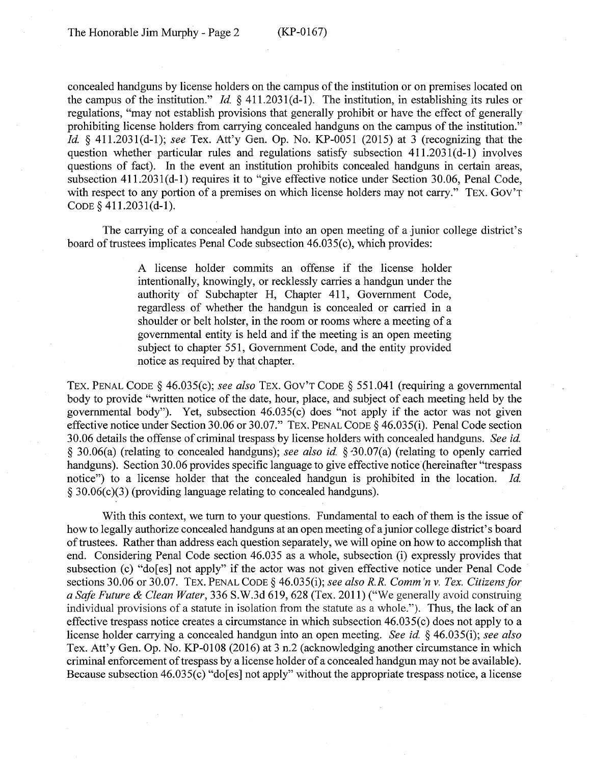concealed handguns by license holders on the campus of the institution or on premises located on the campus of the institution." *Id.* § 411.2031(d-1). The institution, in establishing its rules or regulations, "may not establish provisions that generally prohibit or have the effect of generally prohibiting license holders from carrying concealed handguns on the campus of the institution." *Id.* § 411.2031(d-1); *see* Tex. Att'y Gen. Op. No. KP-0051 (2015) at 3 (recognizing that the question whether particular rules and regulations satisfy subsection 411.2031(d-1) involves questions of fact). In the event an institution prohibits concealed handguns in certain areas, subsection 411.2031(d-1) requires it to "give effective notice under Section 30.06, Penal Code, with respect to any portion of a premises on which license holders may not carry." TEX. GOV'T CODE § 411.2031(d-1).

The carrying of a concealed handgun into an open meeting of a junior college district's board of trustees implicates Penal Code subsection 46.035(c), which provides:

> A license holder commits an offense if the license holder intentionally, knowingly, or recklessly carries a handgun under the authority of Subchapter H, Chapter 411, Government Code, regardless of whether the handgun is concealed or carried in a shoulder or belt holster, in the room or rooms where a meeting of a governmental entity is held and if the meeting is an open meeting subject to chapter 551, Government Code, and the entity provided notice as required by that chapter.

TEX. PENAL CODE § 46.035(c); *see also* TEX. GOV'T CODE § 551.041 (requiring a governmental body to provide "written notice of the date, hour, place, and subject of each meeting held by the governmental body"). Yet, subsection 46.035(c) does "not apply if the actor was not given effective notice under Section 30.06 or 30.07." TEX. PENAL CODE § 46.035(i). Penal Code section 30.06 details the offense of criminal trespass by license holders with concealed handguns. *See id.* § 30.06(a) (relating to concealed handguns); *see also id.* § 30.07(a) (relating to openly carried handguns). Section 30.06 provides specific language to give effective notice (hereinafter "trespass notice") to a license holder that the concealed handgun is prohibited in the location. *Id.* § 30.06(c)(3) (providing language relating to concealed handguns).

With this context, we turn to your questions. Fundamental to each of them is the issue of how to legally authorize concealed handguns at an open meeting of a junior college district's board of trustees. Rather than address each question separately, we will opine on how to accomplish that end. Considering Penal Code section 46.035 as a whole, subsection (i) expressly provides that subsection (c) "do[es] not apply" if the actor was not given effective notice under Penal Code sections 30.06 or 30.07. TEX. PENAL CODE § 46.035(i); *see also R.R. Comm'n v. Tex. Citizens for a Safe Future & Clean Water*, 336 S.W.3d 619, 628 (Tex. 2011) ("We generally avoid construing individual provisions of a statute in isolation from the statute as a whole."). Thus, the lack of an effective trespass notice creates a circumstance in which subsection 46.035(c) does not apply to a license holder carrying a concealed handgun into an open meeting. *See id.* § 46.035(i); *see also* Tex. Att'y Gen. Op. No. KP-0108 (2016) at 3 n.2 (acknowledging another circumstance in which criminal enforcement of trespass by a license holder of a concealed handgun may not be available). Because subsection 46.035(c) "do[es] not apply" without the appropriate trespass notice, a license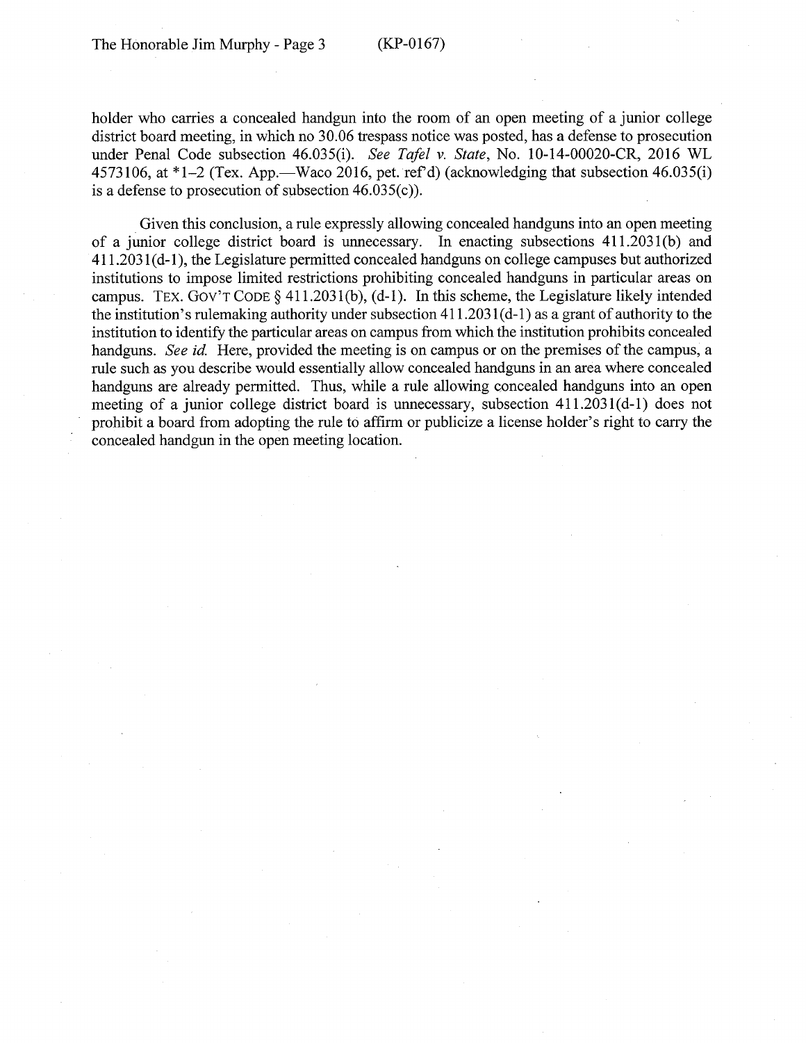holder who carries a concealed handgun into the room of an open meeting of a junior college district board meeting, in which no 30.06 trespass notice was posted, has a defense to prosecution under Penal Code subsection 46.035(i). *See Tafel v. State*, No. 10-14-00020-CR, 2016 WL 4573106, at *1–2 (Tex. App.—Waco 2016, pet. ref'd) (acknowledging that subsection 46.035(i) is a defense to prosecution of subsection 46.035(c)).

Given this conclusion, a rule expressly allowing concealed handguns into an open meeting of a junior college district board is unnecessary. In enacting subsections 411.2031(b) and 411.2031(d-1), the Legislature permitted concealed handguns on college campuses but authorized institutions to impose limited restrictions prohibiting concealed handguns in particular areas on campus. TEX. GOV'T CODE § 411.2031(b), (d-1). In this scheme, the Legislature likely intended the institution's rulemaking authority under subsection 411.2031(d-1) as a grant of authority to the institution to identify the particular areas on campus from which the institution prohibits concealed handguns. *See id.* Here, provided the meeting is on campus or on the premises of the campus, a rule such as you describe would essentially allow concealed handguns in an area where concealed handguns are already permitted. Thus, while a rule allowing concealed handguns into an open meeting of a junior college district board is unnecessary, subsection 411.2031(d-1) does not prohibit a board from adopting the rule to affirm or publicize a license holder's right to carry the concealed handgun in the open meeting location.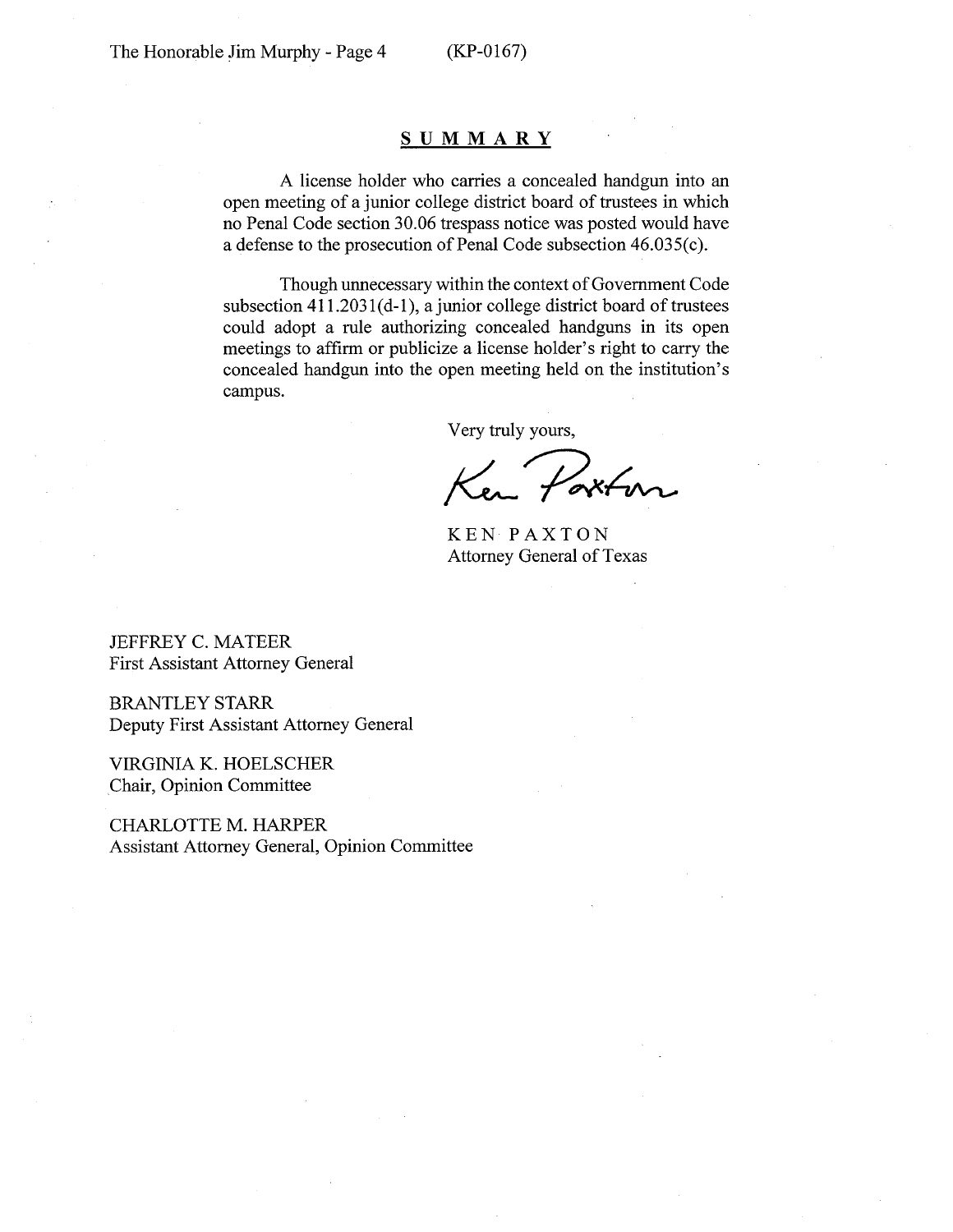## SUMMARY

A license holder who carries a concealed handgun into an open meeting of a junior college district board of trustees in which no Penal Code section 30.06 trespass notice was posted would have a defense to the prosecution of Penal Code subsection 46.035(c).

Though unnecessary within the context of Government Code subsection 411.2031(d-1), a junior college district board of trustees could adopt a rule authorizing concealed handguns in its open meetings to affirm or publicize a license holder's right to carry the concealed handgun into the open meeting held on the institution's campus.

Very truly yours,

Ken Paxton

KEN PAXTON
Attorney General of Texas

JEFFREY C. MATEER
First Assistant Attorney General

BRANTLEY STARR
Deputy First Assistant Attorney General

VIRGINIA K. HOELSCHER
Chair, Opinion Committee

CHARLOTTE M. HARPER
Assistant Attorney General, Opinion Committee